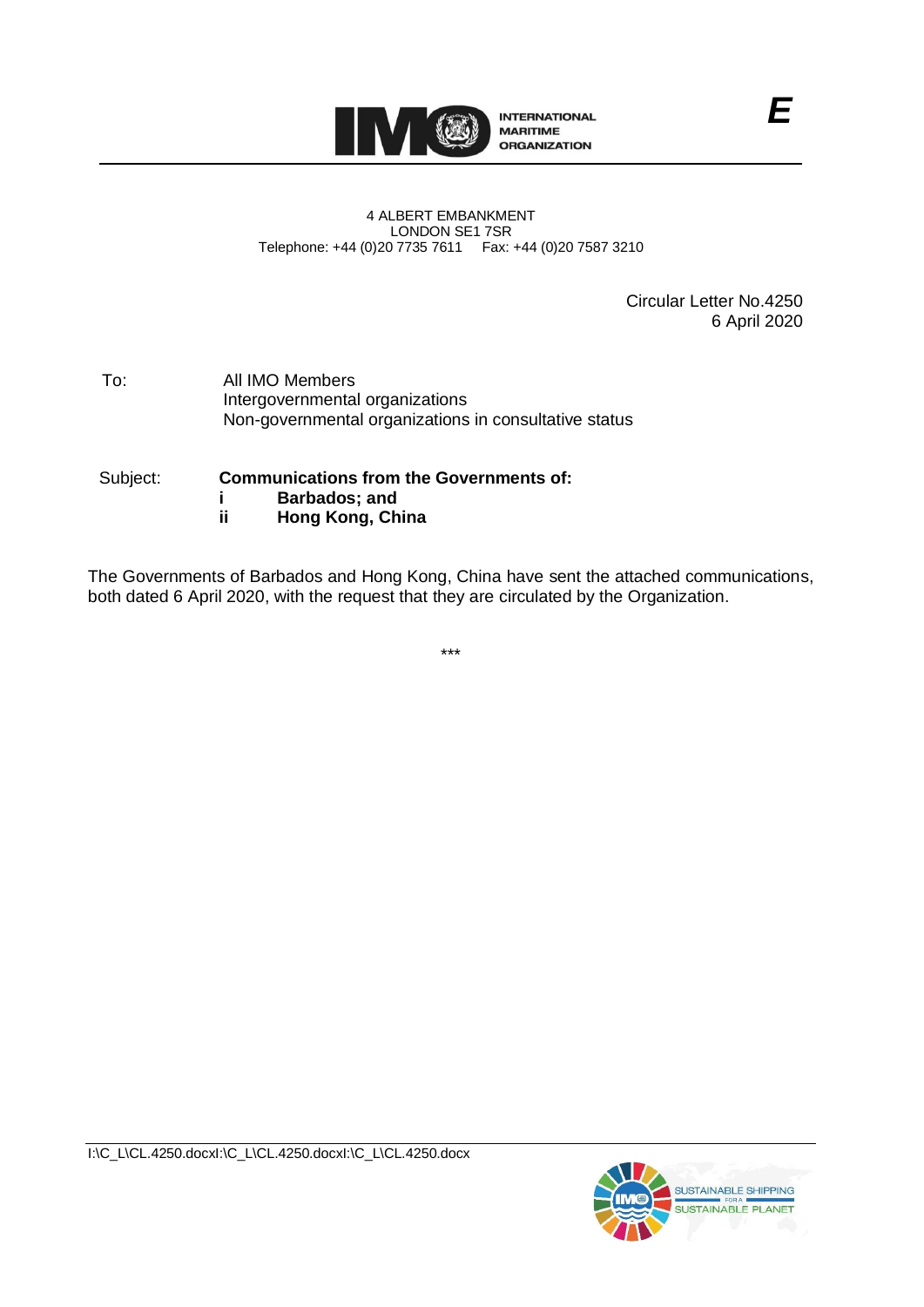INTERNATIONAL MARITIME ORGANIZATION

**E**

4 ALBERT EMBANKMENT
LONDON SE1 7SR
Telephone: +44 (0)20 7735 7611 Fax: +44 (0)20 7587 3210

Circular Letter No.4250
6 April 2020

To: All IMO Members
Intergovernmental organizations
Non-governmental organizations in consultative status

Subject: **Communications from the Governments of:**
**i Barbados; and**
**ii Hong Kong, China**

The Governments of Barbados and Hong Kong, China have sent the attached communications, both dated 6 April 2020, with the request that they are circulated by the Organization.

\*\*\*

I:\C_L\CL.4250.docxI:\C_L\CL.4250.docxI:\C_L\CL.4250.docx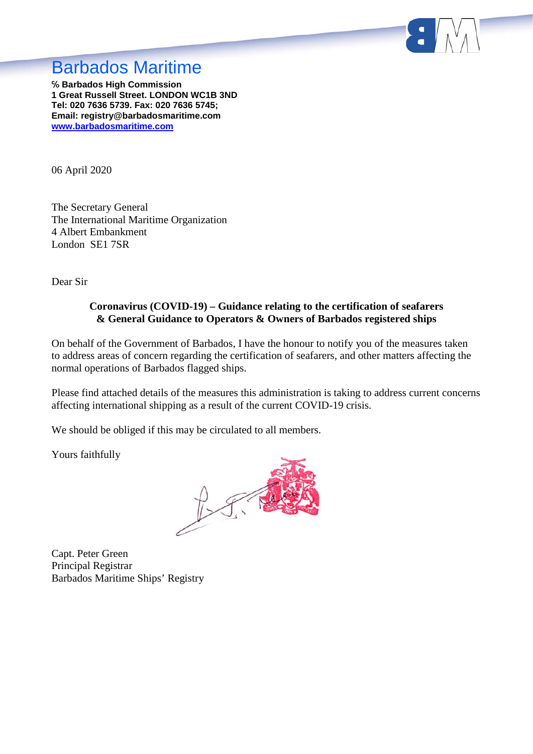# Barbados Maritime

**℅ Barbados High Commission**
**1 Great Russell Street. LONDON WC1B 3ND**
**Tel: 020 7636 5739. Fax: 020 7636 5745;**
**Email: registry@barbadosmaritime.com**
**www.barbadosmaritime.com**

06 April 2020

The Secretary General
The International Maritime Organization
4 Albert Embankment
London SE1 7SR

Dear Sir

**Coronavirus (COVID-19) – Guidance relating to the certification of seafarers & General Guidance to Operators & Owners of Barbados registered ships**

On behalf of the Government of Barbados, I have the honour to notify you of the measures taken to address areas of concern regarding the certification of seafarers, and other matters affecting the normal operations of Barbados flagged ships.

Please find attached details of the measures this administration is taking to address current concerns affecting international shipping as a result of the current COVID-19 crisis.

We should be obliged if this may be circulated to all members.

Yours faithfully

Capt. Peter Green
Principal Registrar
Barbados Maritime Ships' Registry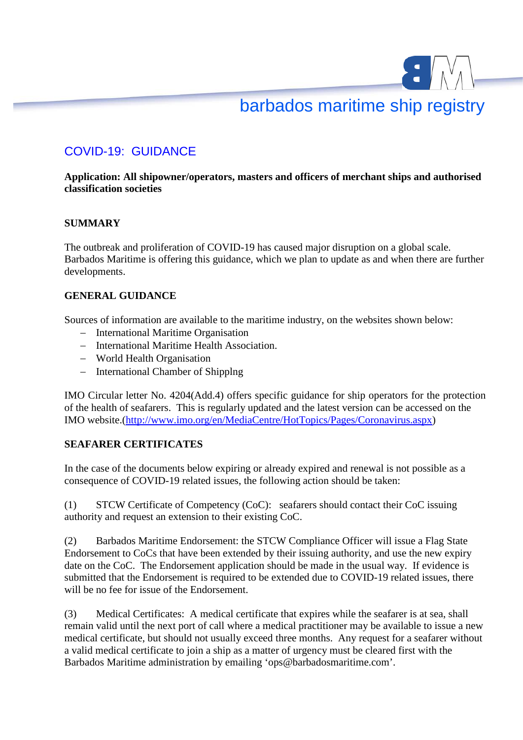# barbados maritime ship registry

## COVID-19: GUIDANCE

**Application: All shipowner/operators, masters and officers of merchant ships and authorised classification societies**

### SUMMARY

The outbreak and proliferation of COVID-19 has caused major disruption on a global scale. Barbados Maritime is offering this guidance, which we plan to update as and when there are further developments.

### GENERAL GUIDANCE

Sources of information are available to the maritime industry, on the websites shown below:

- International Maritime Organisation
- International Maritime Health Association.
- World Health Organisation
- International Chamber of Shipplng

IMO Circular letter No. 4204(Add.4) offers specific guidance for ship operators for the protection of the health of seafarers. This is regularly updated and the latest version can be accessed on the IMO website.(http://www.imo.org/en/MediaCentre/HotTopics/Pages/Coronavirus.aspx)

### SEAFARER CERTIFICATES

In the case of the documents below expiring or already expired and renewal is not possible as a consequence of COVID-19 related issues, the following action should be taken:

(1) STCW Certificate of Competency (CoC): seafarers should contact their CoC issuing authority and request an extension to their existing CoC.

(2) Barbados Maritime Endorsement: the STCW Compliance Officer will issue a Flag State Endorsement to CoCs that have been extended by their issuing authority, and use the new expiry date on the CoC. The Endorsement application should be made in the usual way. If evidence is submitted that the Endorsement is required to be extended due to COVID-19 related issues, there will be no fee for issue of the Endorsement.

(3) Medical Certificates: A medical certificate that expires while the seafarer is at sea, shall remain valid until the next port of call where a medical practitioner may be available to issue a new medical certificate, but should not usually exceed three months. Any request for a seafarer without a valid medical certificate to join a ship as a matter of urgency must be cleared first with the Barbados Maritime administration by emailing 'ops@barbadosmaritime.com'.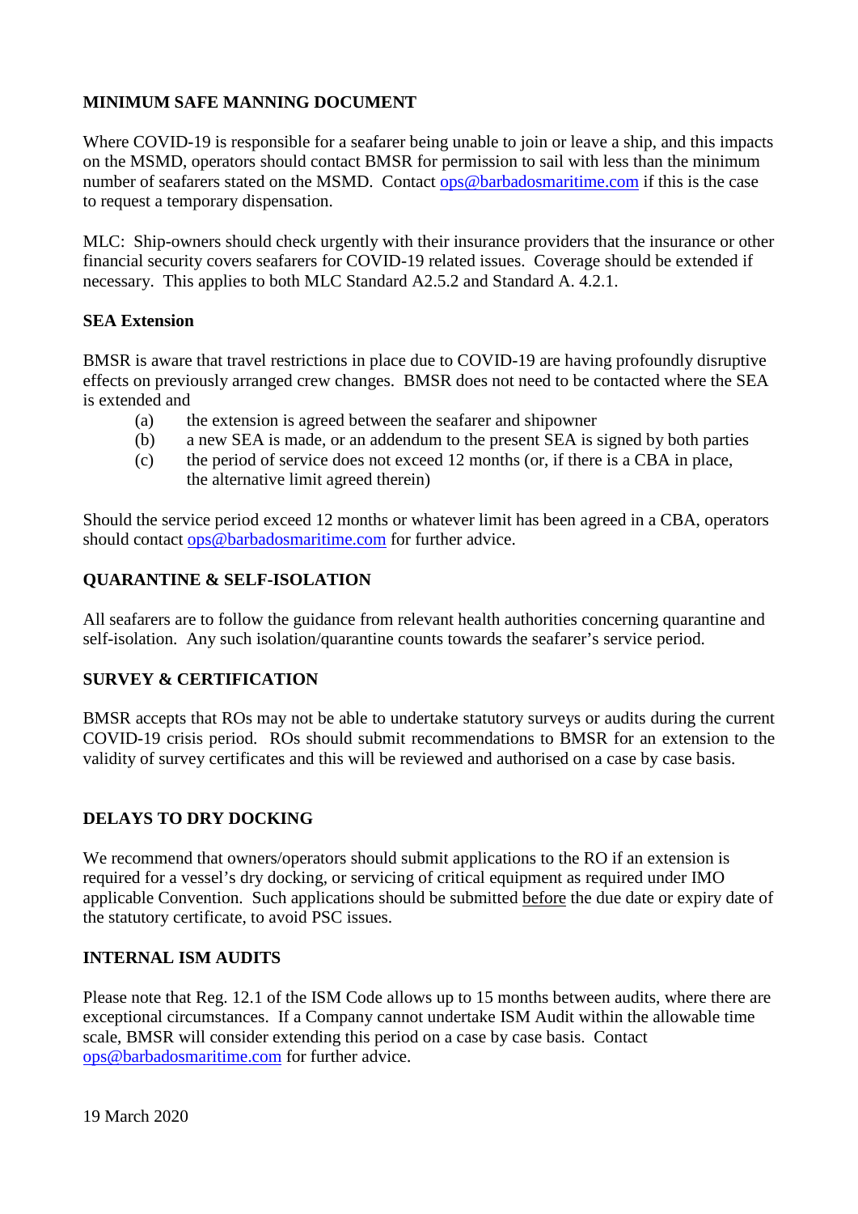**MINIMUM SAFE MANNING DOCUMENT**

Where COVID-19 is responsible for a seafarer being unable to join or leave a ship, and this impacts on the MSMD, operators should contact BMSR for permission to sail with less than the minimum number of seafarers stated on the MSMD. Contact ops@barbadosmaritime.com if this is the case to request a temporary dispensation.

MLC: Ship-owners should check urgently with their insurance providers that the insurance or other financial security covers seafarers for COVID-19 related issues. Coverage should be extended if necessary. This applies to both MLC Standard A2.5.2 and Standard A. 4.2.1.

**SEA Extension**

BMSR is aware that travel restrictions in place due to COVID-19 are having profoundly disruptive effects on previously arranged crew changes. BMSR does not need to be contacted where the SEA is extended and

(a) the extension is agreed between the seafarer and shipowner
(b) a new SEA is made, or an addendum to the present SEA is signed by both parties
(c) the period of service does not exceed 12 months (or, if there is a CBA in place, the alternative limit agreed therein)

Should the service period exceed 12 months or whatever limit has been agreed in a CBA, operators should contact ops@barbadosmaritime.com for further advice.

**QUARANTINE & SELF-ISOLATION**

All seafarers are to follow the guidance from relevant health authorities concerning quarantine and self-isolation. Any such isolation/quarantine counts towards the seafarer's service period.

**SURVEY & CERTIFICATION**

BMSR accepts that ROs may not be able to undertake statutory surveys or audits during the current COVID-19 crisis period. ROs should submit recommendations to BMSR for an extension to the validity of survey certificates and this will be reviewed and authorised on a case by case basis.

**DELAYS TO DRY DOCKING**

We recommend that owners/operators should submit applications to the RO if an extension is required for a vessel's dry docking, or servicing of critical equipment as required under IMO applicable Convention. Such applications should be submitted before the due date or expiry date of the statutory certificate, to avoid PSC issues.

**INTERNAL ISM AUDITS**

Please note that Reg. 12.1 of the ISM Code allows up to 15 months between audits, where there are exceptional circumstances. If a Company cannot undertake ISM Audit within the allowable time scale, BMSR will consider extending this period on a case by case basis. Contact ops@barbadosmaritime.com for further advice.

19 March 2020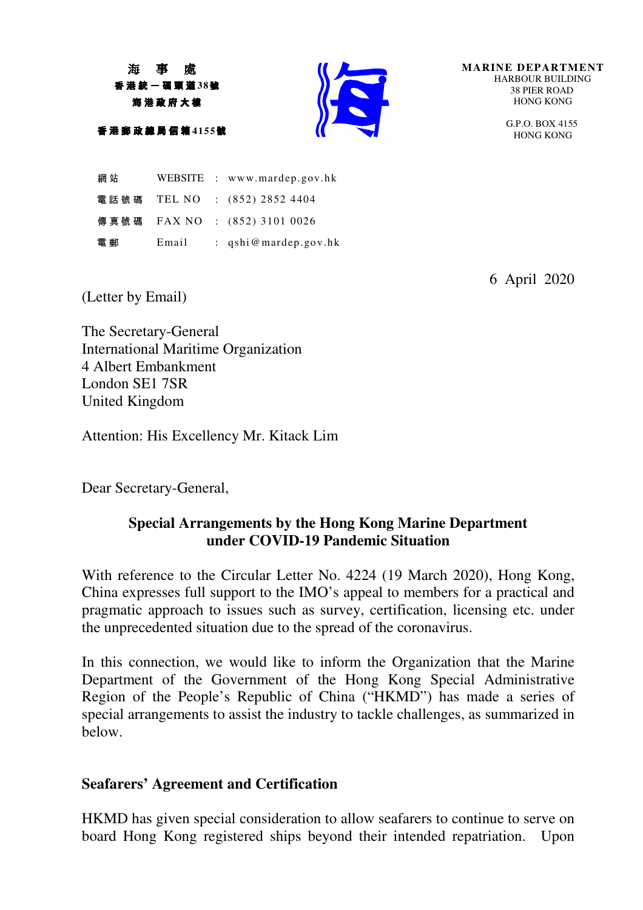海 事 處
香港統一碼頭道38號
海港政府大樓

香港郵政總局信箱4155號

**MARINE DEPARTMENT**
HARBOUR BUILDING
38 PIER ROAD
HONG KONG

G.P.O. BOX 4155
HONG KONG

| | | | |
|---|---|---|---|
| 網站 | WEBSITE | : | www.mardep.gov.hk |
| 電話號碼 | TEL NO | : | (852) 2852 4404 |
| 傳真號碼 | FAX NO | : | (852) 3101 0026 |
| 電郵 | Email | : | qshi@mardep.gov.hk |

6 April 2020

(Letter by Email)

The Secretary-General
International Maritime Organization
4 Albert Embankment
London SE1 7SR
United Kingdom

Attention: His Excellency Mr. Kitack Lim

Dear Secretary-General,

**Special Arrangements by the Hong Kong Marine Department under COVID-19 Pandemic Situation**

With reference to the Circular Letter No. 4224 (19 March 2020), Hong Kong, China expresses full support to the IMO's appeal to members for a practical and pragmatic approach to issues such as survey, certification, licensing etc. under the unprecedented situation due to the spread of the coronavirus.

In this connection, we would like to inform the Organization that the Marine Department of the Government of the Hong Kong Special Administrative Region of the People's Republic of China ("HKMD") has made a series of special arrangements to assist the industry to tackle challenges, as summarized in below.

## Seafarers' Agreement and Certification

HKMD has given special consideration to allow seafarers to continue to serve on board Hong Kong registered ships beyond their intended repatriation. Upon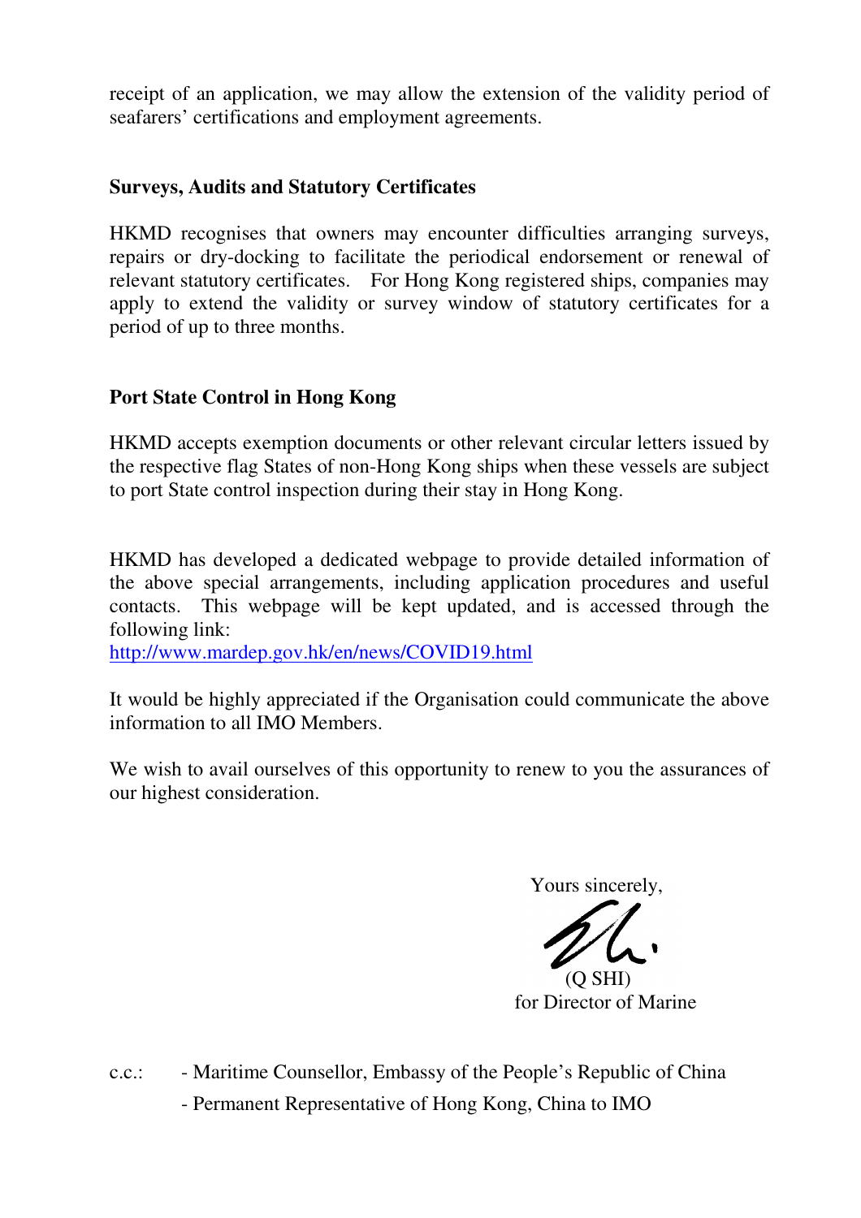receipt of an application, we may allow the extension of the validity period of seafarers' certifications and employment agreements.

**Surveys, Audits and Statutory Certificates**

HKMD recognises that owners may encounter difficulties arranging surveys, repairs or dry-docking to facilitate the periodical endorsement or renewal of relevant statutory certificates. For Hong Kong registered ships, companies may apply to extend the validity or survey window of statutory certificates for a period of up to three months.

**Port State Control in Hong Kong**

HKMD accepts exemption documents or other relevant circular letters issued by the respective flag States of non-Hong Kong ships when these vessels are subject to port State control inspection during their stay in Hong Kong.

HKMD has developed a dedicated webpage to provide detailed information of the above special arrangements, including application procedures and useful contacts. This webpage will be kept updated, and is accessed through the following link:
http://www.mardep.gov.hk/en/news/COVID19.html

It would be highly appreciated if the Organisation could communicate the above information to all IMO Members.

We wish to avail ourselves of this opportunity to renew to you the assurances of our highest consideration.

Yours sincerely,

(Q SHI)
for Director of Marine

c.c.:
- Maritime Counsellor, Embassy of the People's Republic of China
- Permanent Representative of Hong Kong, China to IMO